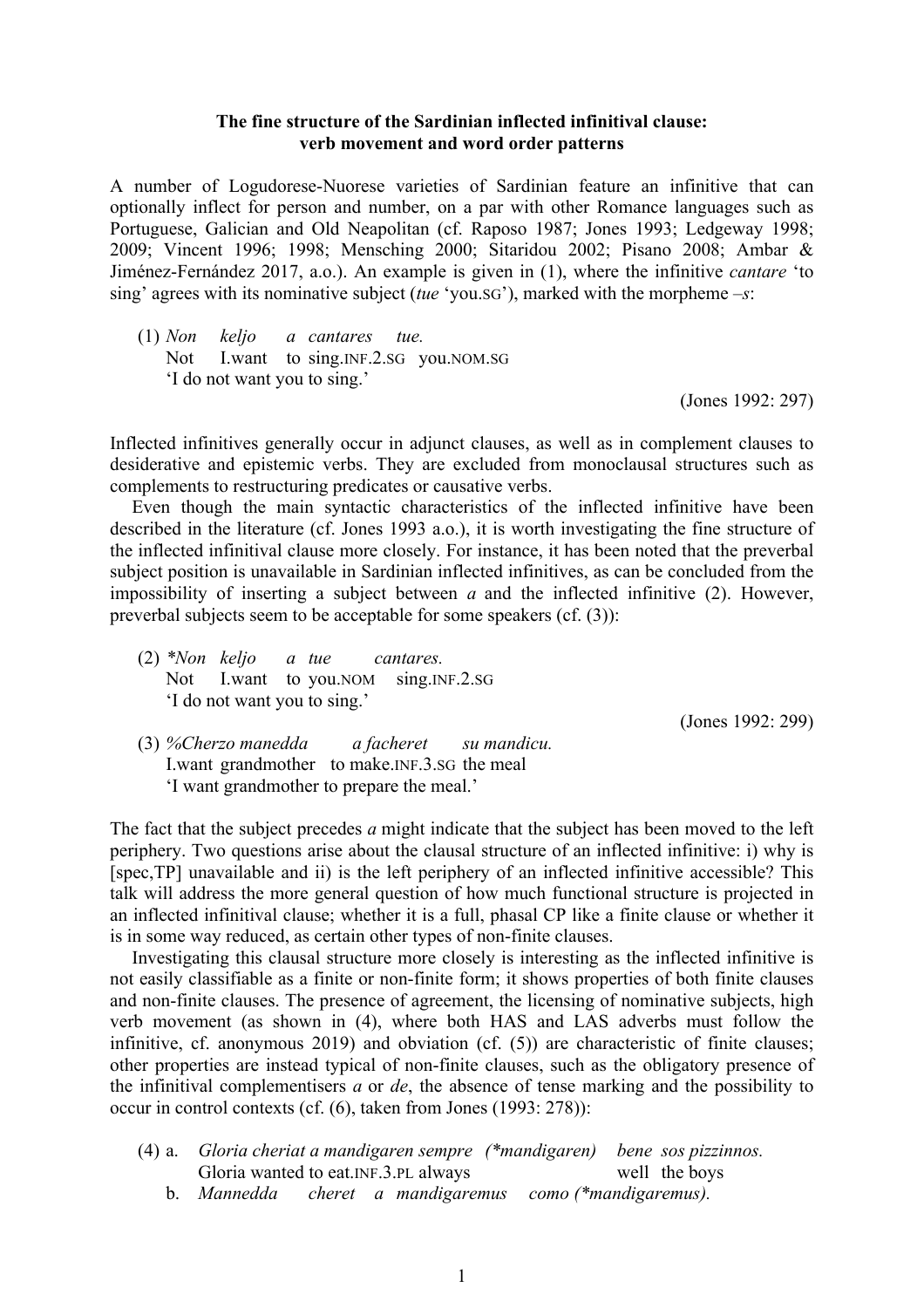**The fine structure of the Sardinian inflected infinitival clause:**
**verb movement and word order patterns**

A number of Logudorese-Nuorese varieties of Sardinian feature an infinitive that can optionally inflect for person and number, on a par with other Romance languages such as Portuguese, Galician and Old Neapolitan (cf. Raposo 1987; Jones 1993; Ledgeway 1998; 2009; Vincent 1996; 1998; Mensching 2000; Sitaridou 2002; Pisano 2008; Ambar & Jiménez-Fernández 2017, a.o.). An example is given in (1), where the infinitive *cantare* 'to sing' agrees with its nominative subject (*tue* 'you.SG'), marked with the morpheme *–s*:

(1) *Non keljo a cantares tue.*
 Not I.want to sing.INF.2.SG you.NOM.SG
 'I do not want you to sing.'
 (Jones 1992: 297)

Inflected infinitives generally occur in adjunct clauses, as well as in complement clauses to desiderative and epistemic verbs. They are excluded from monoclausal structures such as complements to restructuring predicates or causative verbs.

Even though the main syntactic characteristics of the inflected infinitive have been described in the literature (cf. Jones 1993 a.o.), it is worth investigating the fine structure of the inflected infinitival clause more closely. For instance, it has been noted that the preverbal subject position is unavailable in Sardinian inflected infinitives, as can be concluded from the impossibility of inserting a subject between *a* and the inflected infinitive (2). However, preverbal subjects seem to be acceptable for some speakers (cf. (3)):

(2) *\*Non keljo a tue cantares.*
 Not I.want to you.NOM sing.INF.2.SG
 'I do not want you to sing.'
 (Jones 1992: 299)

(3) *%Cherzo manedda a facheret su mandicu.*
 I.want grandmother to make.INF.3.SG the meal
 'I want grandmother to prepare the meal.'

The fact that the subject precedes *a* might indicate that the subject has been moved to the left periphery. Two questions arise about the clausal structure of an inflected infinitive: i) why is [spec,TP] unavailable and ii) is the left periphery of an inflected infinitive accessible? This talk will address the more general question of how much functional structure is projected in an inflected infinitival clause; whether it is a full, phasal CP like a finite clause or whether it is in some way reduced, as certain other types of non-finite clauses.

Investigating this clausal structure more closely is interesting as the inflected infinitive is not easily classifiable as a finite or non-finite form; it shows properties of both finite clauses and non-finite clauses. The presence of agreement, the licensing of nominative subjects, high verb movement (as shown in (4), where both HAS and LAS adverbs must follow the infinitive, cf. anonymous 2019) and obviation (cf. (5)) are characteristic of finite clauses; other properties are instead typical of non-finite clauses, such as the obligatory presence of the infinitival complementisers *a* or *de*, the absence of tense marking and the possibility to occur in control contexts (cf. (6), taken from Jones (1993: 278)):

(4) a. *Gloria cheriat a mandigaren sempre (\*mandigaren) bene sos pizzinnos.*
 Gloria wanted to eat.INF.3.PL always well the boys
 b. *Mannedda cheret a mandigaremus como (\*mandigaremus).*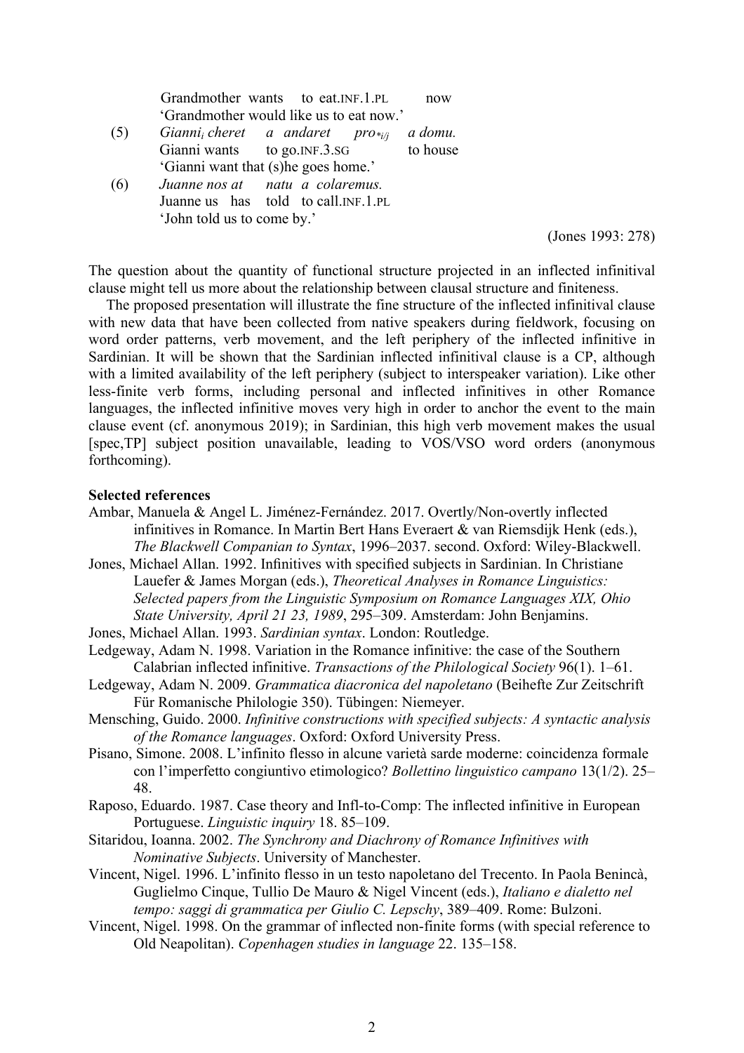Grandmother wants to eat.INF.1.PL now
'Grandmother would like us to eat now.'

(5) *Gianni$_i$ cheret a andaret pro$_{*i/j}$ a domu.*
Gianni wants to go.INF.3.SG to house
'Gianni want that (s)he goes home.'

(6) *Juanne nos at natu a colaremus.*
Juanne us has told to call.INF.1.PL
'John told us to come by.'

(Jones 1993: 278)

The question about the quantity of functional structure projected in an inflected infinitival clause might tell us more about the relationship between clausal structure and finiteness.

The proposed presentation will illustrate the fine structure of the inflected infinitival clause with new data that have been collected from native speakers during fieldwork, focusing on word order patterns, verb movement, and the left periphery of the inflected infinitive in Sardinian. It will be shown that the Sardinian inflected infinitival clause is a CP, although with a limited availability of the left periphery (subject to interspeaker variation). Like other less-finite verb forms, including personal and inflected infinitives in other Romance languages, the inflected infinitive moves very high in order to anchor the event to the main clause event (cf. anonymous 2019); in Sardinian, this high verb movement makes the usual [spec,TP] subject position unavailable, leading to VOS/VSO word orders (anonymous forthcoming).

**Selected references**

Ambar, Manuela & Angel L. Jiménez-Fernández. 2017. Overtly/Non-overtly inflected infinitives in Romance. In Martin Bert Hans Everaert & van Riemsdijk Henk (eds.), *The Blackwell Companian to Syntax*, 1996–2037. second. Oxford: Wiley-Blackwell.

Jones, Michael Allan. 1992. Infinitives with specified subjects in Sardinian. In Christiane Lauefer & James Morgan (eds.), *Theoretical Analyses in Romance Linguistics: Selected papers from the Linguistic Symposium on Romance Languages XIX, Ohio State University, April 21 23, 1989*, 295–309. Amsterdam: John Benjamins.

Jones, Michael Allan. 1993. *Sardinian syntax*. London: Routledge.

Ledgeway, Adam N. 1998. Variation in the Romance infinitive: the case of the Southern Calabrian inflected infinitive. *Transactions of the Philological Society* 96(1). 1–61.

Ledgeway, Adam N. 2009. *Grammatica diacronica del napoletano* (Beihefte Zur Zeitschrift Für Romanische Philologie 350). Tübingen: Niemeyer.

Mensching, Guido. 2000. *Infinitive constructions with specified subjects: A syntactic analysis of the Romance languages*. Oxford: Oxford University Press.

Pisano, Simone. 2008. L'infinito flesso in alcune varietà sarde moderne: coincidenza formale con l'imperfetto congiuntivo etimologico? *Bollettino linguistico campano* 13(1/2). 25–48.

Raposo, Eduardo. 1987. Case theory and Infl-to-Comp: The inflected infinitive in European Portuguese. *Linguistic inquiry* 18. 85–109.

Sitaridou, Ioanna. 2002. *The Synchrony and Diachrony of Romance Infinitives with Nominative Subjects*. University of Manchester.

Vincent, Nigel. 1996. L'infinito flesso in un testo napoletano del Trecento. In Paola Benincà, Guglielmo Cinque, Tullio De Mauro & Nigel Vincent (eds.), *Italiano e dialetto nel tempo: saggi di grammatica per Giulio C. Lepschy*, 389–409. Rome: Bulzoni.

Vincent, Nigel. 1998. On the grammar of inflected non-finite forms (with special reference to Old Neapolitan). *Copenhagen studies in language* 22. 135–158.